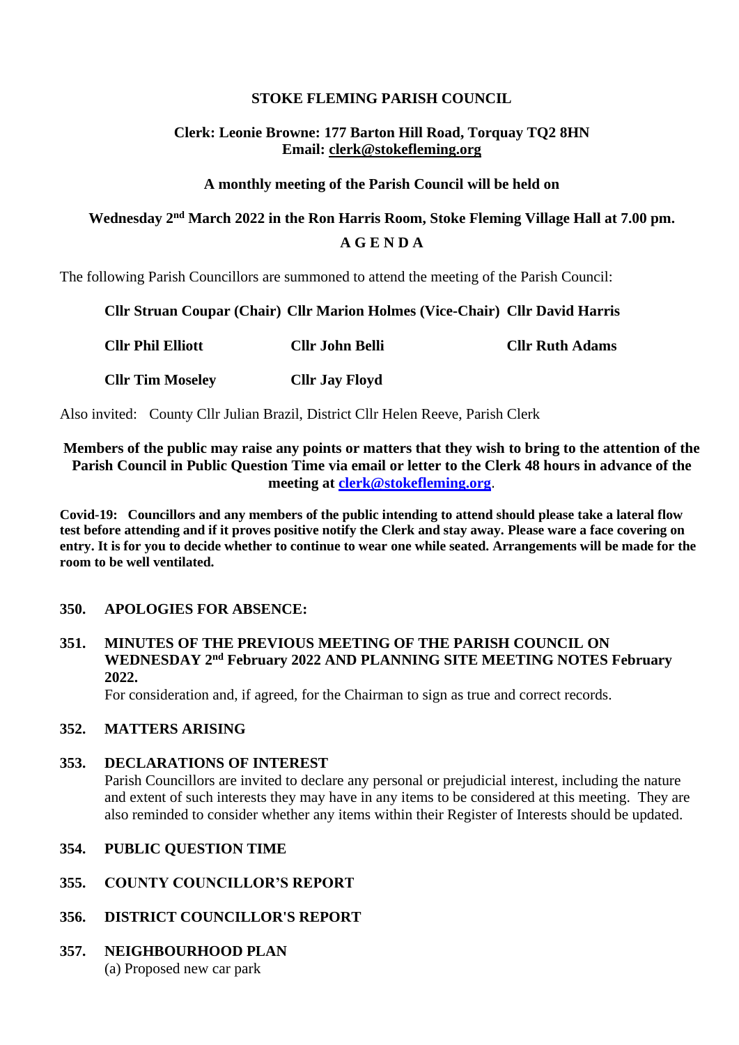**STOKE FLEMING PARISH COUNCIL**

**Clerk: Leonie Browne: 177 Barton Hill Road, Torquay TQ2 8HN**
**Email: clerk@stokefleming.org**

**A monthly meeting of the Parish Council will be held on**

**Wednesday 2nd March 2022 in the Ron Harris Room, Stoke Fleming Village Hall at 7.00 pm.**

**A G E N D A**

The following Parish Councillors are summoned to attend the meeting of the Parish Council:

| | | |
|---|---|---|
| **Cllr Struan Coupar (Chair)** | **Cllr Marion Holmes (Vice-Chair)** | **Cllr David Harris** |
| **Cllr Phil Elliott** | **Cllr John Belli** | **Cllr Ruth Adams** |
| **Cllr Tim Moseley** | **Cllr Jay Floyd** | |

Also invited: County Cllr Julian Brazil, District Cllr Helen Reeve, Parish Clerk

**Members of the public may raise any points or matters that they wish to bring to the attention of the Parish Council in Public Question Time via email or letter to the Clerk 48 hours in advance of the meeting at clerk@stokefleming.org.**

**Covid-19: Councillors and any members of the public intending to attend should please take a lateral flow test before attending and if it proves positive notify the Clerk and stay away. Please ware a face covering on entry. It is for you to decide whether to continue to wear one while seated. Arrangements will be made for the room to be well ventilated.**

**350. APOLOGIES FOR ABSENCE:**

**351. MINUTES OF THE PREVIOUS MEETING OF THE PARISH COUNCIL ON WEDNESDAY 2nd February 2022 AND PLANNING SITE MEETING NOTES February 2022.**
For consideration and, if agreed, for the Chairman to sign as true and correct records.

**352. MATTERS ARISING**

**353. DECLARATIONS OF INTEREST**
Parish Councillors are invited to declare any personal or prejudicial interest, including the nature and extent of such interests they may have in any items to be considered at this meeting. They are also reminded to consider whether any items within their Register of Interests should be updated.

**354. PUBLIC QUESTION TIME**

**355. COUNTY COUNCILLOR'S REPORT**

**356. DISTRICT COUNCILLOR'S REPORT**

**357. NEIGHBOURHOOD PLAN**
(a) Proposed new car park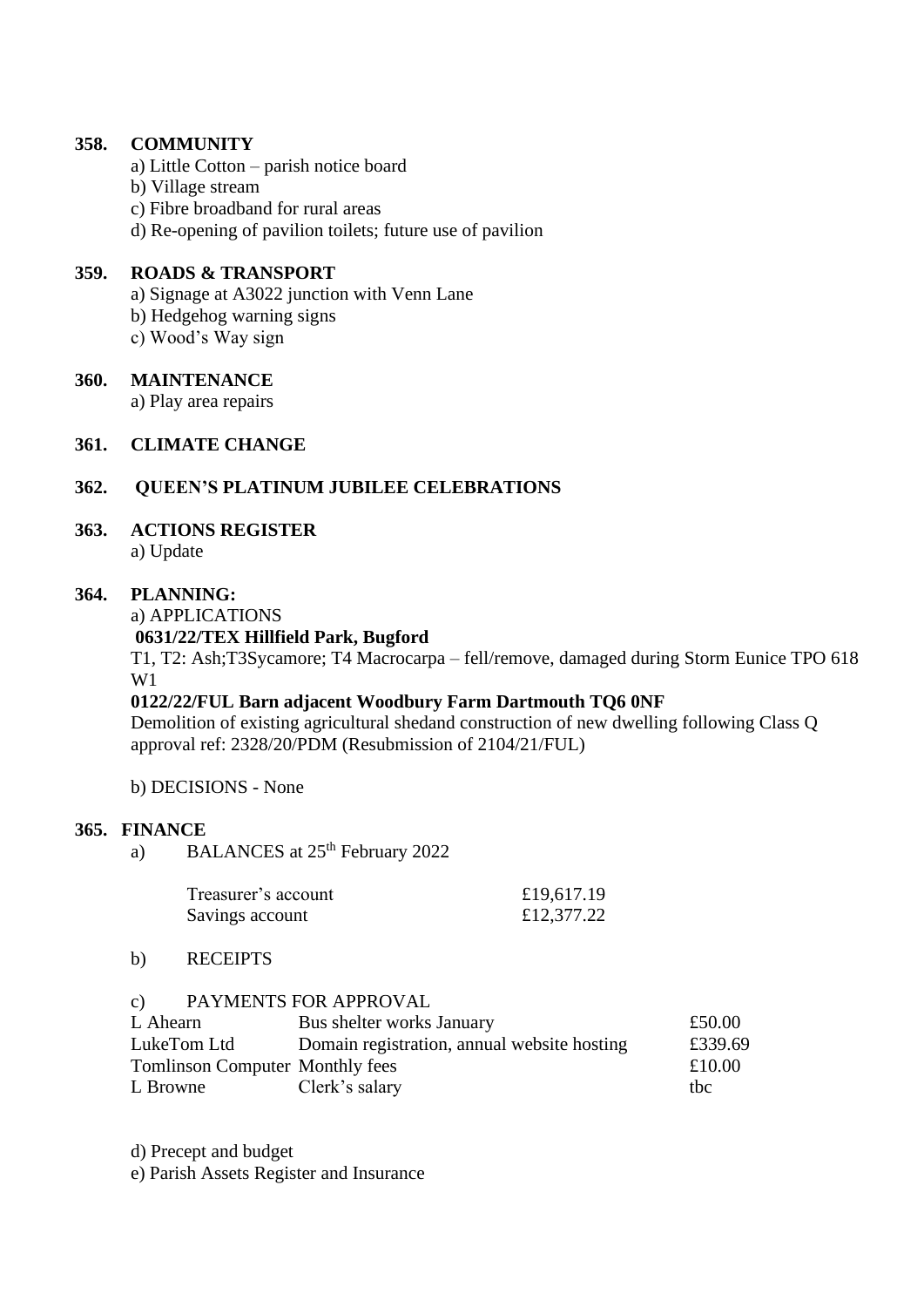**358. COMMUNITY**

a) Little Cotton – parish notice board
b) Village stream
c) Fibre broadband for rural areas
d) Re-opening of pavilion toilets; future use of pavilion

**359. ROADS & TRANSPORT**

a) Signage at A3022 junction with Venn Lane
b) Hedgehog warning signs
c) Wood's Way sign

**360. MAINTENANCE**

a) Play area repairs

**361. CLIMATE CHANGE**

**362. QUEEN'S PLATINUM JUBILEE CELEBRATIONS**

**363. ACTIONS REGISTER**

a) Update

**364. PLANNING:**

a) APPLICATIONS

**0631/22/TEX Hillfield Park, Bugford**

T1, T2: Ash;T3Sycamore; T4 Macrocarpa – fell/remove, damaged during Storm Eunice TPO 618 W1

**0122/22/FUL Barn adjacent Woodbury Farm Dartmouth TQ6 0NF**

Demolition of existing agricultural shedand construction of new dwelling following Class Q approval ref: 2328/20/PDM (Resubmission of 2104/21/FUL)

b) DECISIONS - None

**365. FINANCE**

a) BALANCES at 25th February 2022

| | |
|---|---|
| Treasurer's account | £19,617.19 |
| Savings account | £12,377.22 |

b) RECEIPTS

c) PAYMENTS FOR APPROVAL

| | | |
|---|---|---|
| L Ahearn | Bus shelter works January | £50.00 |
| LukeTom Ltd | Domain registration, annual website hosting | £339.69 |
| Tomlinson Computer | Monthly fees | £10.00 |
| L Browne | Clerk's salary | tbc |

d) Precept and budget
e) Parish Assets Register and Insurance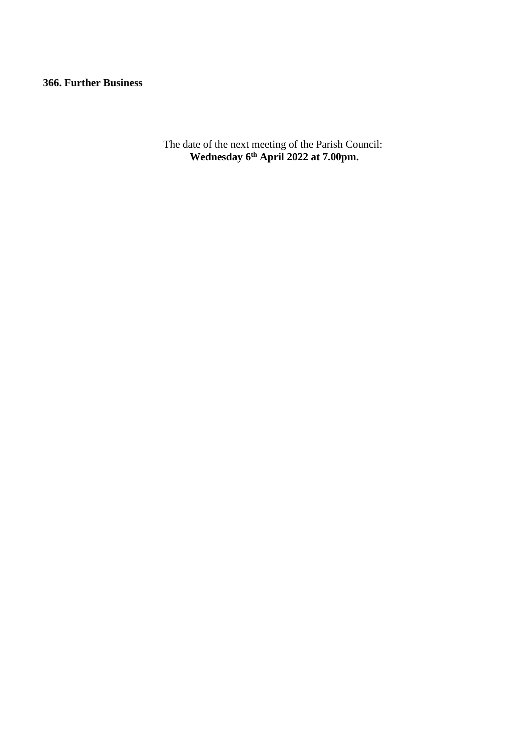**366. Further Business**

The date of the next meeting of the Parish Council:
**Wednesday 6th April 2022 at 7.00pm.**